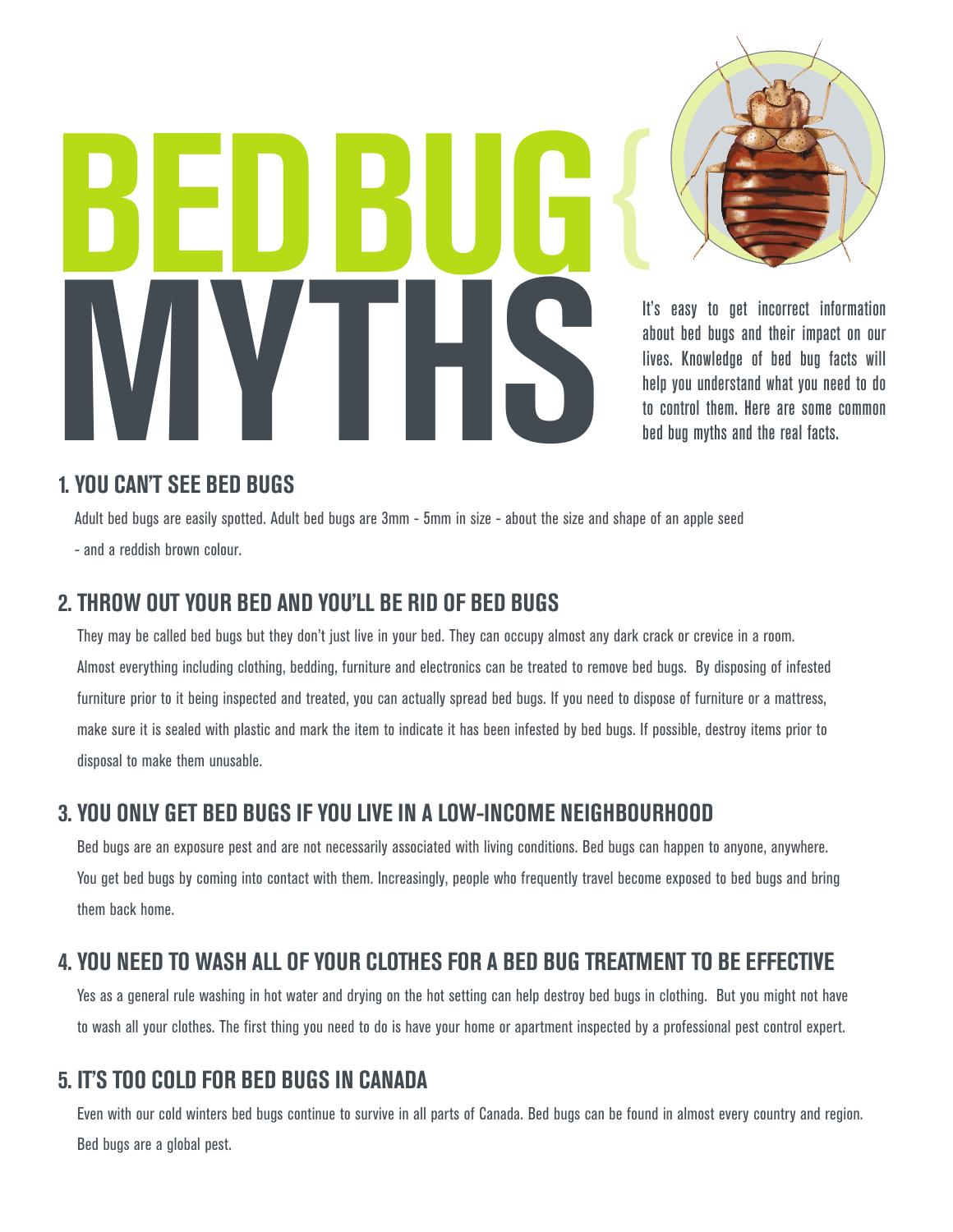# BED BUG MYTHS

It's easy to get incorrect information about bed bugs and their impact on our lives. Knowledge of bed bug facts will help you understand what you need to do to control them. Here are some common bed bug myths and the real facts.

## 1. YOU CAN'T SEE BED BUGS

Adult bed bugs are easily spotted. Adult bed bugs are 3mm - 5mm in size - about the size and shape of an apple seed - and a reddish brown colour.

## 2. THROW OUT YOUR BED AND YOU'LL BE RID OF BED BUGS

They may be called bed bugs but they don't just live in your bed. They can occupy almost any dark crack or crevice in a room. Almost everything including clothing, bedding, furniture and electronics can be treated to remove bed bugs. By disposing of infested furniture prior to it being inspected and treated, you can actually spread bed bugs. If you need to dispose of furniture or a mattress, make sure it is sealed with plastic and mark the item to indicate it has been infested by bed bugs. If possible, destroy items prior to disposal to make them unusable.

## 3. YOU ONLY GET BED BUGS IF YOU LIVE IN A LOW-INCOME NEIGHBOURHOOD

Bed bugs are an exposure pest and are not necessarily associated with living conditions. Bed bugs can happen to anyone, anywhere. You get bed bugs by coming into contact with them. Increasingly, people who frequently travel become exposed to bed bugs and bring them back home.

## 4. YOU NEED TO WASH ALL OF YOUR CLOTHES FOR A BED BUG TREATMENT TO BE EFFECTIVE

Yes as a general rule washing in hot water and drying on the hot setting can help destroy bed bugs in clothing. But you might not have to wash all your clothes. The first thing you need to do is have your home or apartment inspected by a professional pest control expert.

## 5. IT'S TOO COLD FOR BED BUGS IN CANADA

Even with our cold winters bed bugs continue to survive in all parts of Canada. Bed bugs can be found in almost every country and region. Bed bugs are a global pest.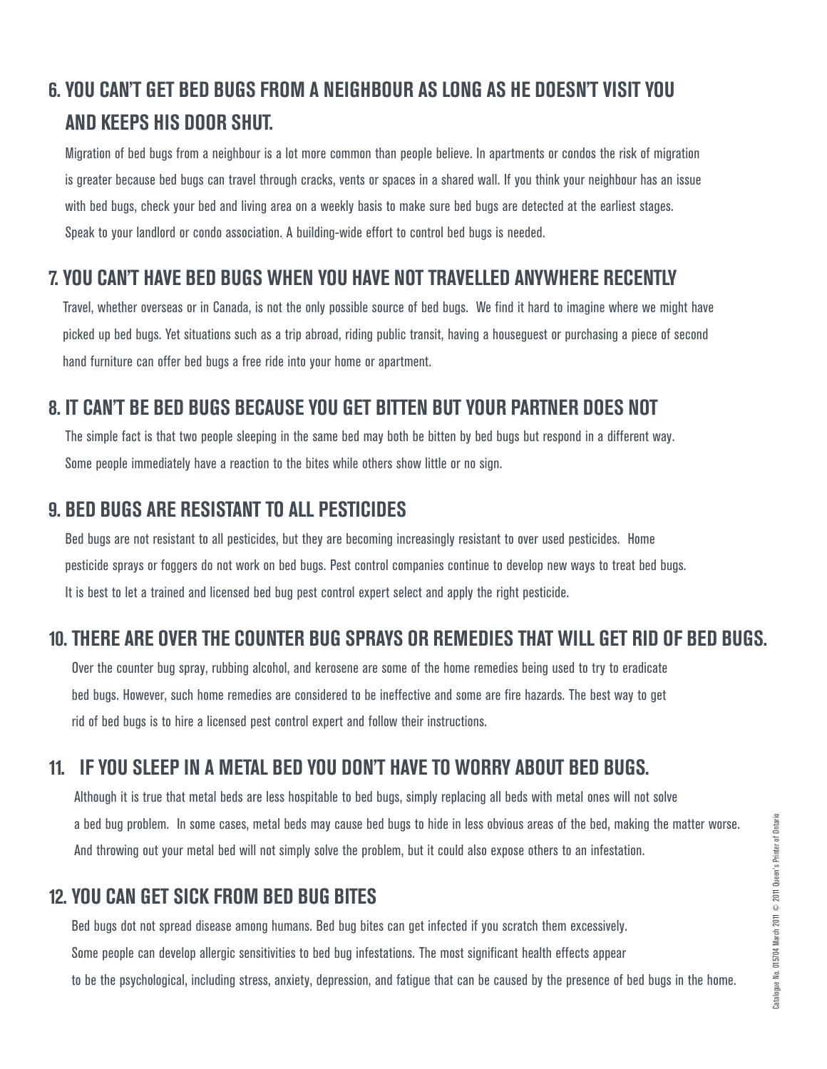## 6. YOU CAN'T GET BED BUGS FROM A NEIGHBOUR AS LONG AS HE DOESN'T VISIT YOU AND KEEPS HIS DOOR SHUT.

Migration of bed bugs from a neighbour is a lot more common than people believe. In apartments or condos the risk of migration is greater because bed bugs can travel through cracks, vents or spaces in a shared wall. If you think your neighbour has an issue with bed bugs, check your bed and living area on a weekly basis to make sure bed bugs are detected at the earliest stages. Speak to your landlord or condo association. A building-wide effort to control bed bugs is needed.

## 7. YOU CAN'T HAVE BED BUGS WHEN YOU HAVE NOT TRAVELLED ANYWHERE RECENTLY

Travel, whether overseas or in Canada, is not the only possible source of bed bugs. We find it hard to imagine where we might have picked up bed bugs. Yet situations such as a trip abroad, riding public transit, having a houseguest or purchasing a piece of second hand furniture can offer bed bugs a free ride into your home or apartment.

## 8. IT CAN'T BE BED BUGS BECAUSE YOU GET BITTEN BUT YOUR PARTNER DOES NOT

The simple fact is that two people sleeping in the same bed may both be bitten by bed bugs but respond in a different way. Some people immediately have a reaction to the bites while others show little or no sign.

## 9. BED BUGS ARE RESISTANT TO ALL PESTICIDES

Bed bugs are not resistant to all pesticides, but they are becoming increasingly resistant to over used pesticides. Home pesticide sprays or foggers do not work on bed bugs. Pest control companies continue to develop new ways to treat bed bugs. It is best to let a trained and licensed bed bug pest control expert select and apply the right pesticide.

## 10. THERE ARE OVER THE COUNTER BUG SPRAYS OR REMEDIES THAT WILL GET RID OF BED BUGS.

Over the counter bug spray, rubbing alcohol, and kerosene are some of the home remedies being used to try to eradicate bed bugs. However, such home remedies are considered to be ineffective and some are fire hazards. The best way to get rid of bed bugs is to hire a licensed pest control expert and follow their instructions.

## 11. IF YOU SLEEP IN A METAL BED YOU DON'T HAVE TO WORRY ABOUT BED BUGS.

Although it is true that metal beds are less hospitable to bed bugs, simply replacing all beds with metal ones will not solve a bed bug problem. In some cases, metal beds may cause bed bugs to hide in less obvious areas of the bed, making the matter worse. And throwing out your metal bed will not simply solve the problem, but it could also expose others to an infestation.

## 12. YOU CAN GET SICK FROM BED BUG BITES

Bed bugs dot not spread disease among humans. Bed bug bites can get infected if you scratch them excessively. Some people can develop allergic sensitivities to bed bug infestations. The most significant health effects appear to be the psychological, including stress, anxiety, depression, and fatigue that can be caused by the presence of bed bugs in the home.

Catalogue No. 015704 March 2011 © 2011 Queen's Printer of Ontario